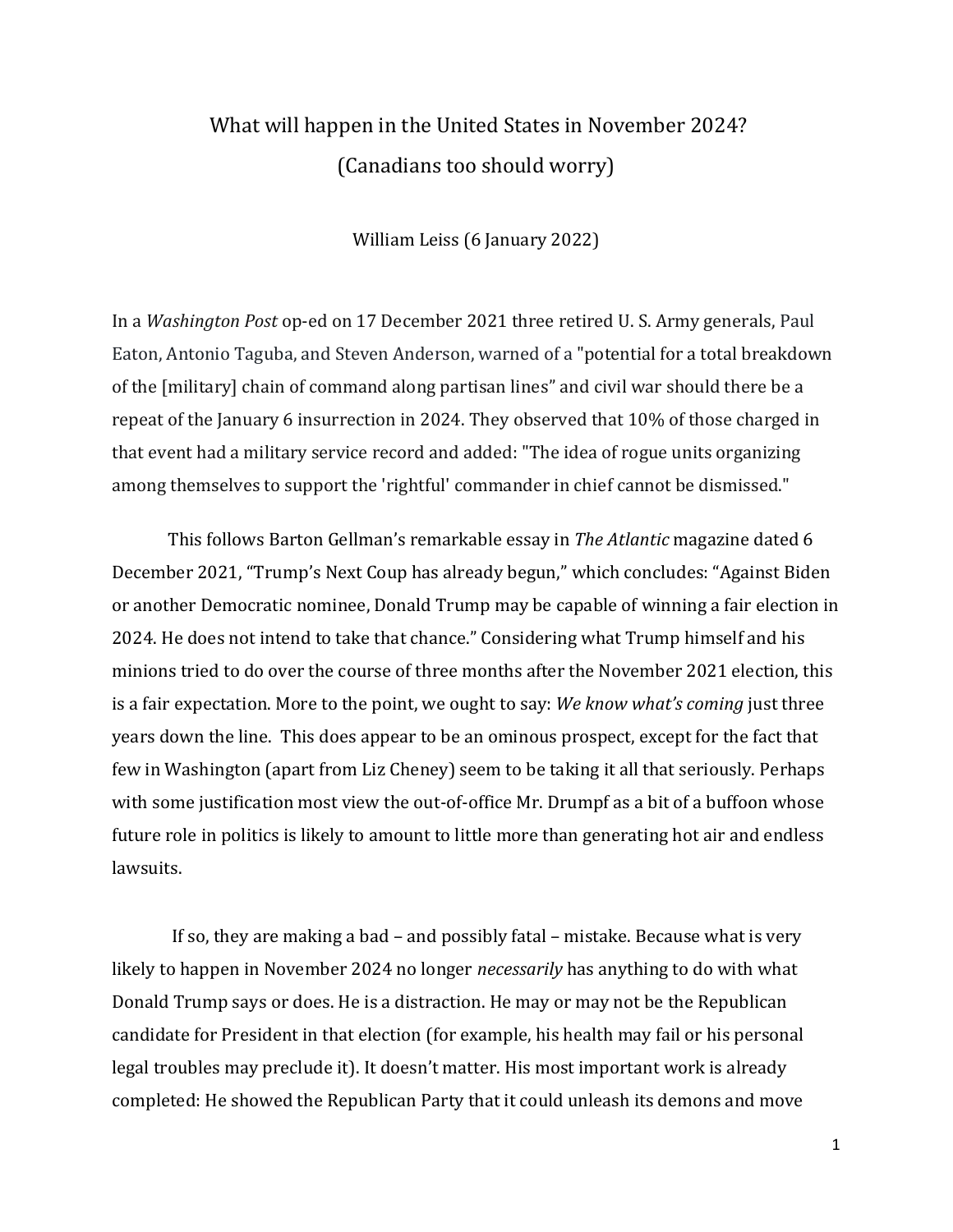# What will happen in the United States in November 2024?

## (Canadians too should worry)

William Leiss (6 January 2022)

In a *Washington Post* op-ed on 17 December 2021 three retired U. S. Army generals, Paul Eaton, Antonio Taguba, and Steven Anderson, warned of a "potential for a total breakdown of the [military] chain of command along partisan lines" and civil war should there be a repeat of the January 6 insurrection in 2024. They observed that 10% of those charged in that event had a military service record and added: "The idea of rogue units organizing among themselves to support the 'rightful' commander in chief cannot be dismissed."

This follows Barton Gellman's remarkable essay in *The Atlantic* magazine dated 6 December 2021, "Trump's Next Coup has already begun," which concludes: "Against Biden or another Democratic nominee, Donald Trump may be capable of winning a fair election in 2024. He does not intend to take that chance." Considering what Trump himself and his minions tried to do over the course of three months after the November 2021 election, this is a fair expectation. More to the point, we ought to say: *We know what's coming* just three years down the line. This does appear to be an ominous prospect, except for the fact that few in Washington (apart from Liz Cheney) seem to be taking it all that seriously. Perhaps with some justification most view the out-of-office Mr. Drumpf as a bit of a buffoon whose future role in politics is likely to amount to little more than generating hot air and endless lawsuits.

If so, they are making a bad – and possibly fatal – mistake. Because what is very likely to happen in November 2024 no longer *necessarily* has anything to do with what Donald Trump says or does. He is a distraction. He may or may not be the Republican candidate for President in that election (for example, his health may fail or his personal legal troubles may preclude it). It doesn't matter. His most important work is already completed: He showed the Republican Party that it could unleash its demons and move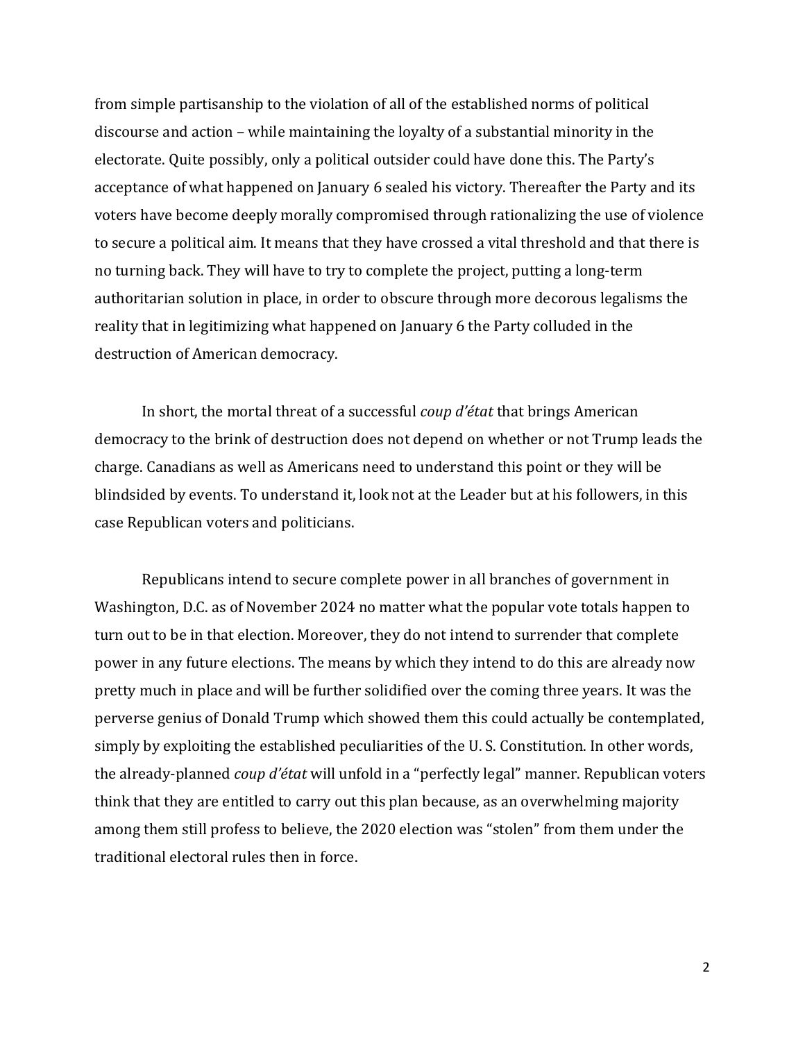from simple partisanship to the violation of all of the established norms of political discourse and action – while maintaining the loyalty of a substantial minority in the electorate. Quite possibly, only a political outsider could have done this. The Party's acceptance of what happened on January 6 sealed his victory. Thereafter the Party and its voters have become deeply morally compromised through rationalizing the use of violence to secure a political aim. It means that they have crossed a vital threshold and that there is no turning back. They will have to try to complete the project, putting a long-term authoritarian solution in place, in order to obscure through more decorous legalisms the reality that in legitimizing what happened on January 6 the Party colluded in the destruction of American democracy.

In short, the mortal threat of a successful *coup d'état* that brings American democracy to the brink of destruction does not depend on whether or not Trump leads the charge. Canadians as well as Americans need to understand this point or they will be blindsided by events. To understand it, look not at the Leader but at his followers, in this case Republican voters and politicians.

Republicans intend to secure complete power in all branches of government in Washington, D.C. as of November 2024 no matter what the popular vote totals happen to turn out to be in that election. Moreover, they do not intend to surrender that complete power in any future elections. The means by which they intend to do this are already now pretty much in place and will be further solidified over the coming three years. It was the perverse genius of Donald Trump which showed them this could actually be contemplated, simply by exploiting the established peculiarities of the U. S. Constitution. In other words, the already-planned *coup d'état* will unfold in a "perfectly legal" manner. Republican voters think that they are entitled to carry out this plan because, as an overwhelming majority among them still profess to believe, the 2020 election was "stolen" from them under the traditional electoral rules then in force.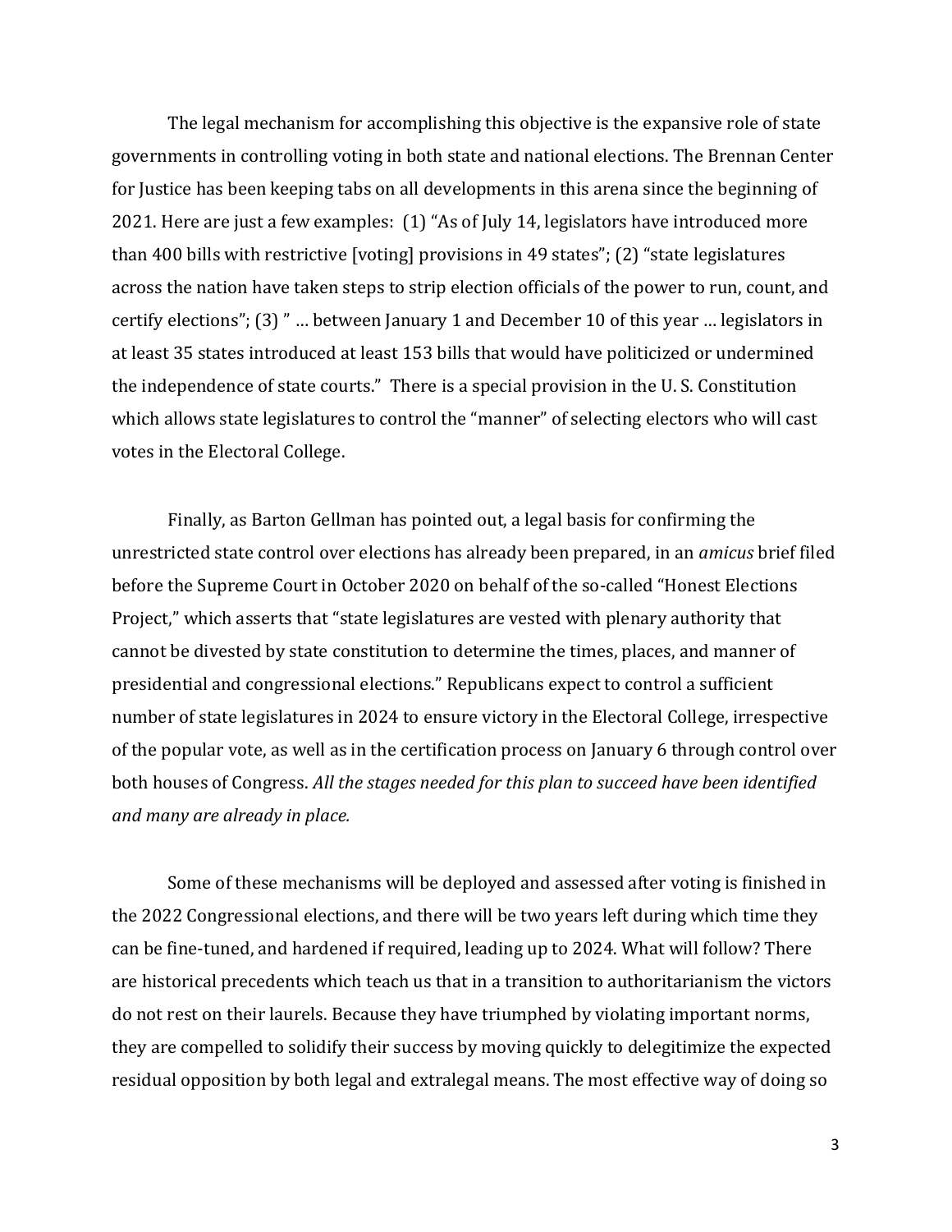The legal mechanism for accomplishing this objective is the expansive role of state governments in controlling voting in both state and national elections. The Brennan Center for Justice has been keeping tabs on all developments in this arena since the beginning of 2021. Here are just a few examples: (1) "As of July 14, legislators have introduced more than 400 bills with restrictive [voting] provisions in 49 states"; (2) "state legislatures across the nation have taken steps to strip election officials of the power to run, count, and certify elections"; (3) " … between January 1 and December 10 of this year … legislators in at least 35 states introduced at least 153 bills that would have politicized or undermined the independence of state courts." There is a special provision in the U. S. Constitution which allows state legislatures to control the "manner" of selecting electors who will cast votes in the Electoral College.

Finally, as Barton Gellman has pointed out, a legal basis for confirming the unrestricted state control over elections has already been prepared, in an *amicus* brief filed before the Supreme Court in October 2020 on behalf of the so-called "Honest Elections Project," which asserts that "state legislatures are vested with plenary authority that cannot be divested by state constitution to determine the times, places, and manner of presidential and congressional elections." Republicans expect to control a sufficient number of state legislatures in 2024 to ensure victory in the Electoral College, irrespective of the popular vote, as well as in the certification process on January 6 through control over both houses of Congress. *All the stages needed for this plan to succeed have been identified and many are already in place.*

Some of these mechanisms will be deployed and assessed after voting is finished in the 2022 Congressional elections, and there will be two years left during which time they can be fine-tuned, and hardened if required, leading up to 2024. What will follow? There are historical precedents which teach us that in a transition to authoritarianism the victors do not rest on their laurels. Because they have triumphed by violating important norms, they are compelled to solidify their success by moving quickly to delegitimize the expected residual opposition by both legal and extralegal means. The most effective way of doing so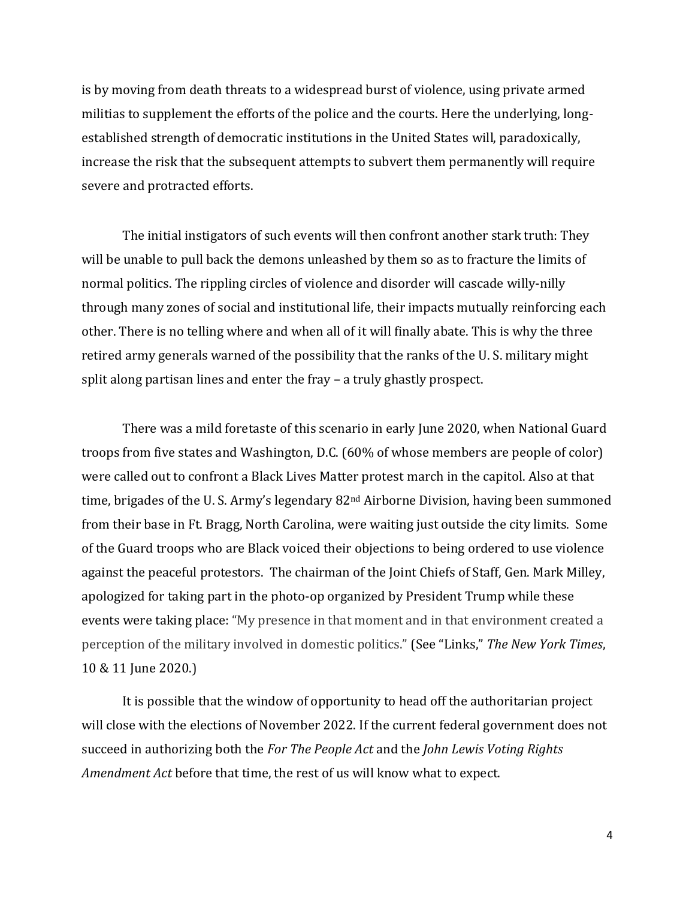is by moving from death threats to a widespread burst of violence, using private armed militias to supplement the efforts of the police and the courts. Here the underlying, long-established strength of democratic institutions in the United States will, paradoxically, increase the risk that the subsequent attempts to subvert them permanently will require severe and protracted efforts.

The initial instigators of such events will then confront another stark truth: They will be unable to pull back the demons unleashed by them so as to fracture the limits of normal politics. The rippling circles of violence and disorder will cascade willy-nilly through many zones of social and institutional life, their impacts mutually reinforcing each other. There is no telling where and when all of it will finally abate. This is why the three retired army generals warned of the possibility that the ranks of the U. S. military might split along partisan lines and enter the fray – a truly ghastly prospect.

There was a mild foretaste of this scenario in early June 2020, when National Guard troops from five states and Washington, D.C. (60% of whose members are people of color) were called out to confront a Black Lives Matter protest march in the capitol. Also at that time, brigades of the U. S. Army's legendary 82nd Airborne Division, having been summoned from their base in Ft. Bragg, North Carolina, were waiting just outside the city limits. Some of the Guard troops who are Black voiced their objections to being ordered to use violence against the peaceful protestors. The chairman of the Joint Chiefs of Staff, Gen. Mark Milley, apologized for taking part in the photo-op organized by President Trump while these events were taking place: "My presence in that moment and in that environment created a perception of the military involved in domestic politics." (See "Links," *The New York Times*, 10 & 11 June 2020.)

It is possible that the window of opportunity to head off the authoritarian project will close with the elections of November 2022. If the current federal government does not succeed in authorizing both the *For The People Act* and the *John Lewis Voting Rights Amendment Act* before that time, the rest of us will know what to expect.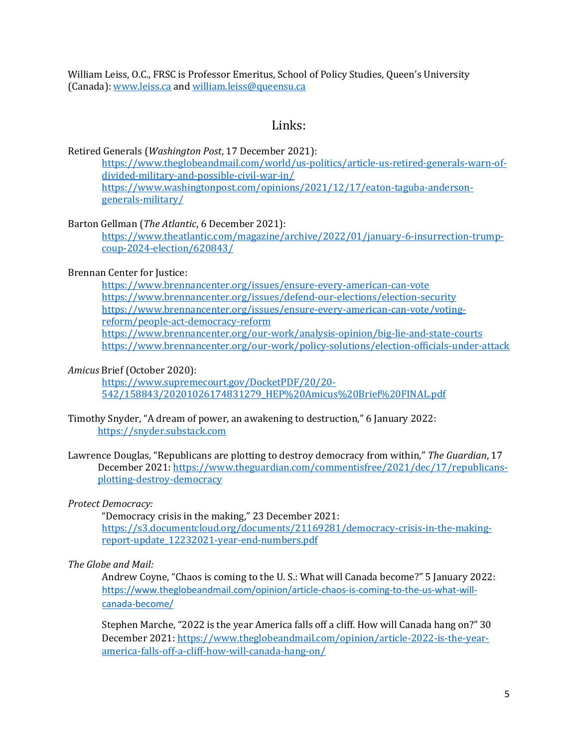William Leiss, O.C., FRSC is Professor Emeritus, School of Policy Studies, Queen's University (Canada): www.leiss.ca and william.leiss@queensu.ca

## Links:

Retired Generals (*Washington Post*, 17 December 2021):

https://www.theglobeandmail.com/world/us-politics/article-us-retired-generals-warn-of-divided-military-and-possible-civil-war-in/
https://www.washingtonpost.com/opinions/2021/12/17/eaton-taguba-anderson-generals-military/

Barton Gellman (*The Atlantic*, 6 December 2021):

https://www.theatlantic.com/magazine/archive/2022/01/january-6-insurrection-trump-coup-2024-election/620843/

Brennan Center for Justice:

https://www.brennancenter.org/issues/ensure-every-american-can-vote
https://www.brennancenter.org/issues/defend-our-elections/election-security
https://www.brennancenter.org/issues/ensure-every-american-can-vote/voting-reform/people-act-democracy-reform
https://www.brennancenter.org/our-work/analysis-opinion/big-lie-and-state-courts
https://www.brennancenter.org/our-work/policy-solutions/election-officials-under-attack

*Amicus* Brief (October 2020):

https://www.supremecourt.gov/DocketPDF/20/20-542/158843/20201026174831279_HEP%20Amicus%20Brief%20FINAL.pdf

Timothy Snyder, "A dream of power, an awakening to destruction," 6 January 2022:

https://snyder.substack.com

Lawrence Douglas, "Republicans are plotting to destroy democracy from within," *The Guardian*, 17 December 2021: https://www.theguardian.com/commentisfree/2021/dec/17/republicans-plotting-destroy-democracy

*Protect Democracy:*

"Democracy crisis in the making," 23 December 2021:
https://s3.documentcloud.org/documents/21169281/democracy-crisis-in-the-making-report-update_12232021-year-end-numbers.pdf

*The Globe and Mail:*

Andrew Coyne, "Chaos is coming to the U. S.: What will Canada become?" 5 January 2022:
https://www.theglobeandmail.com/opinion/article-chaos-is-coming-to-the-us-what-will-canada-become/

Stephen Marche, "2022 is the year America falls off a cliff. How will Canada hang on?" 30 December 2021: https://www.theglobeandmail.com/opinion/article-2022-is-the-year-america-falls-off-a-cliff-how-will-canada-hang-on/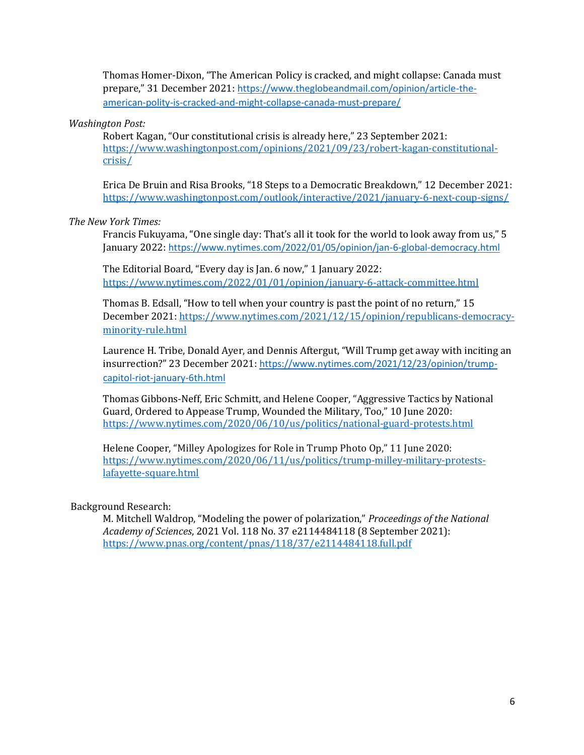Thomas Homer-Dixon, "The American Policy is cracked, and might collapse: Canada must prepare," 31 December 2021: https://www.theglobeandmail.com/opinion/article-the-american-polity-is-cracked-and-might-collapse-canada-must-prepare/

*Washington Post:*

Robert Kagan, "Our constitutional crisis is already here," 23 September 2021: https://www.washingtonpost.com/opinions/2021/09/23/robert-kagan-constitutional-crisis/

Erica De Bruin and Risa Brooks, "18 Steps to a Democratic Breakdown," 12 December 2021: https://www.washingtonpost.com/outlook/interactive/2021/january-6-next-coup-signs/

*The New York Times:*

Francis Fukuyama, "One single day: That's all it took for the world to look away from us," 5 January 2022: https://www.nytimes.com/2022/01/05/opinion/jan-6-global-democracy.html

The Editorial Board, "Every day is Jan. 6 now," 1 January 2022: https://www.nytimes.com/2022/01/01/opinion/january-6-attack-committee.html

Thomas B. Edsall, "How to tell when your country is past the point of no return," 15 December 2021: https://www.nytimes.com/2021/12/15/opinion/republicans-democracy-minority-rule.html

Laurence H. Tribe, Donald Ayer, and Dennis Aftergut, "Will Trump get away with inciting an insurrection?" 23 December 2021: https://www.nytimes.com/2021/12/23/opinion/trump-capitol-riot-january-6th.html

Thomas Gibbons-Neff, Eric Schmitt, and Helene Cooper, "Aggressive Tactics by National Guard, Ordered to Appease Trump, Wounded the Military, Too," 10 June 2020: https://www.nytimes.com/2020/06/10/us/politics/national-guard-protests.html

Helene Cooper, "Milley Apologizes for Role in Trump Photo Op," 11 June 2020: https://www.nytimes.com/2020/06/11/us/politics/trump-milley-military-protests-lafayette-square.html

Background Research:

M. Mitchell Waldrop, "Modeling the power of polarization," *Proceedings of the National Academy of Sciences*, 2021 Vol. 118 No. 37 e2114484118 (8 September 2021): https://www.pnas.org/content/pnas/118/37/e2114484118.full.pdf